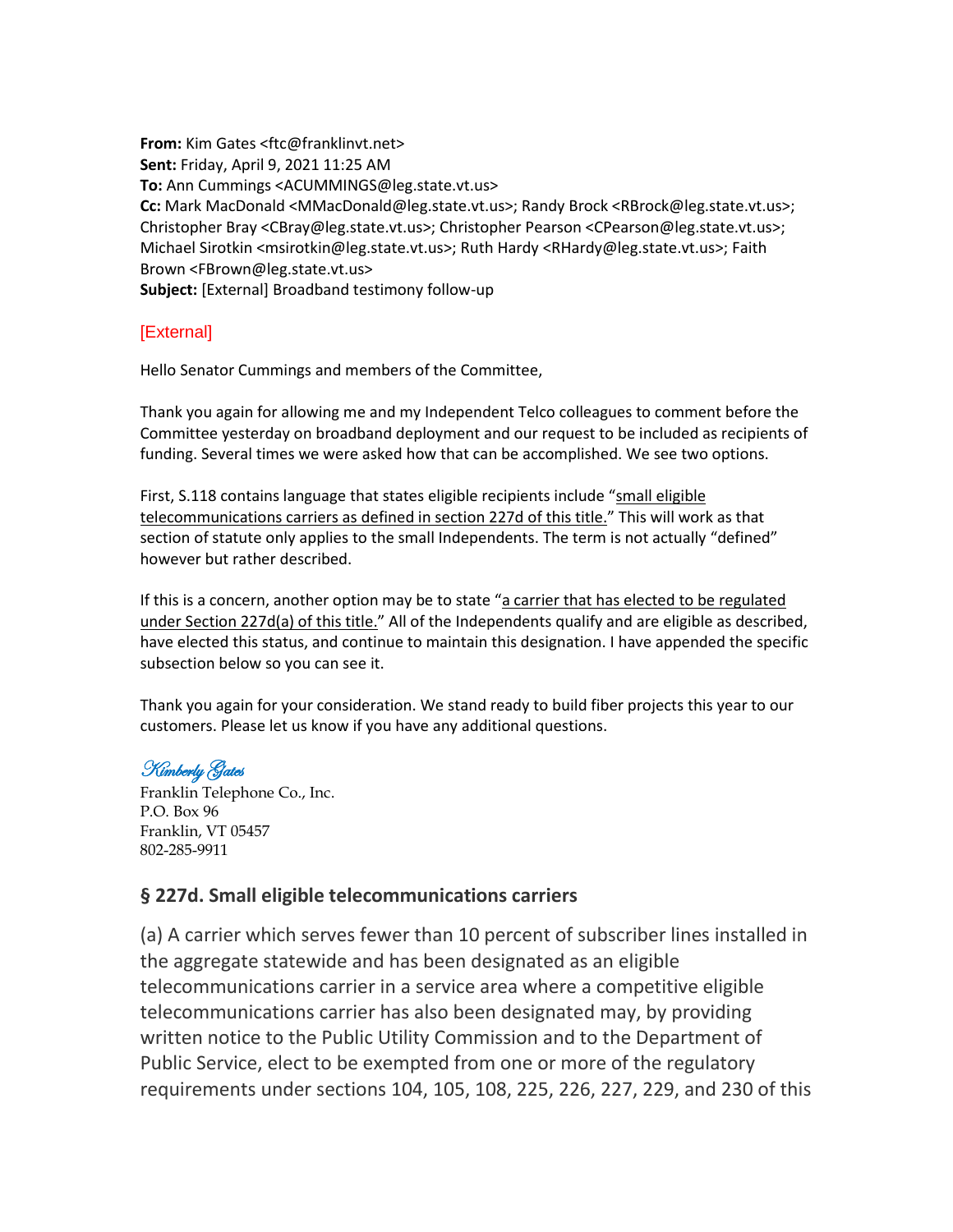**From:** Kim Gates <ftc@franklinvt.net>
**Sent:** Friday, April 9, 2021 11:25 AM
**To:** Ann Cummings <ACUMMINGS@leg.state.vt.us>
**Cc:** Mark MacDonald <MMacDonald@leg.state.vt.us>; Randy Brock <RBrock@leg.state.vt.us>; Christopher Bray <CBray@leg.state.vt.us>; Christopher Pearson <CPearson@leg.state.vt.us>; Michael Sirotkin <msirotkin@leg.state.vt.us>; Ruth Hardy <RHardy@leg.state.vt.us>; Faith Brown <FBrown@leg.state.vt.us>
**Subject:** [External] Broadband testimony follow-up

[External]

Hello Senator Cummings and members of the Committee,

Thank you again for allowing me and my Independent Telco colleagues to comment before the Committee yesterday on broadband deployment and our request to be included as recipients of funding. Several times we were asked how that can be accomplished. We see two options.

First, S.118 contains language that states eligible recipients include "small eligible telecommunications carriers as defined in section 227d of this title." This will work as that section of statute only applies to the small Independents. The term is not actually "defined" however but rather described.

If this is a concern, another option may be to state "a carrier that has elected to be regulated under Section 227d(a) of this title." All of the Independents qualify and are eligible as described, have elected this status, and continue to maintain this designation. I have appended the specific subsection below so you can see it.

Thank you again for your consideration. We stand ready to build fiber projects this year to our customers. Please let us know if you have any additional questions.

*Kimberly Gates*
Franklin Telephone Co., Inc.
P.O. Box 96
Franklin, VT 05457
802-285-9911

## § 227d. Small eligible telecommunications carriers

(a) A carrier which serves fewer than 10 percent of subscriber lines installed in the aggregate statewide and has been designated as an eligible telecommunications carrier in a service area where a competitive eligible telecommunications carrier has also been designated may, by providing written notice to the Public Utility Commission and to the Department of Public Service, elect to be exempted from one or more of the regulatory requirements under sections 104, 105, 108, 225, 226, 227, 229, and 230 of this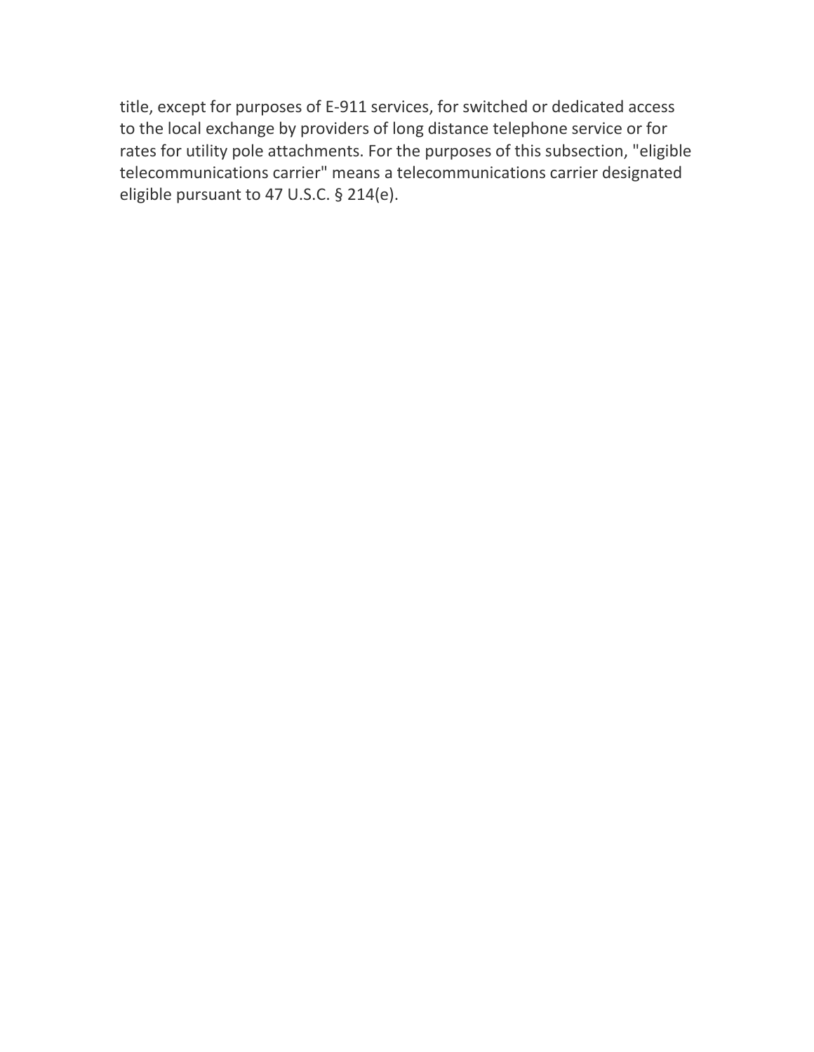title, except for purposes of E-911 services, for switched or dedicated access to the local exchange by providers of long distance telephone service or for rates for utility pole attachments. For the purposes of this subsection, "eligible telecommunications carrier" means a telecommunications carrier designated eligible pursuant to 47 U.S.C. § 214(e).